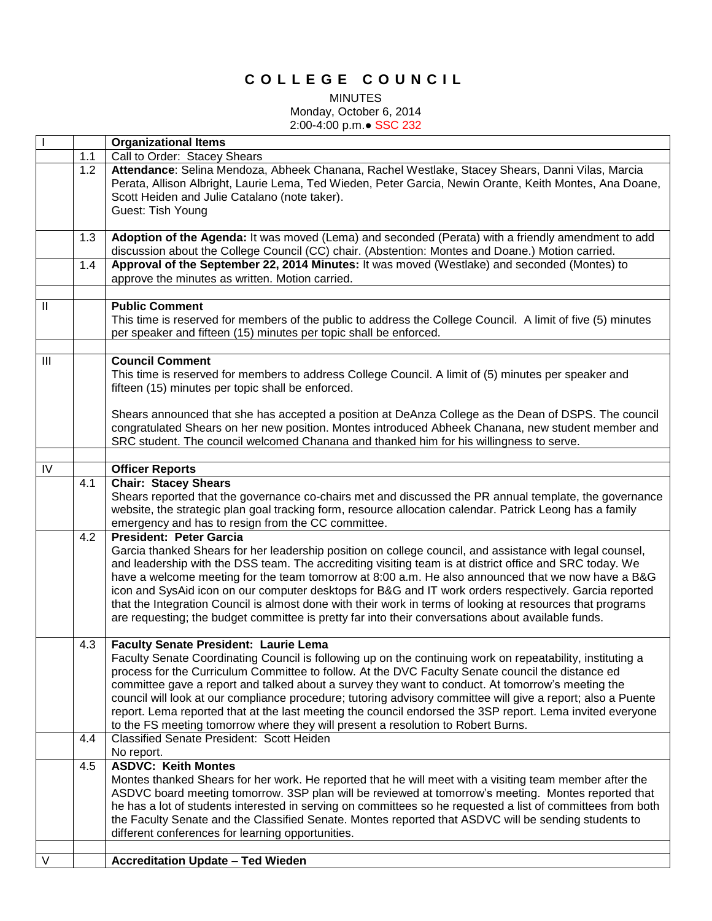# C O L L E G E   C O U N C I L

MINUTES
Monday, October 6, 2014
2:00-4:00 p.m.● SSC 232

| | | |
|---|---|---|
| I | | **Organizational Items** |
| | 1.1 | Call to Order: Stacey Shears |
| | 1.2 | **Attendance**: Selina Mendoza, Abheek Chanana, Rachel Westlake, Stacey Shears, Danni Vilas, Marcia Perata, Allison Albright, Laurie Lema, Ted Wieden, Peter Garcia, Newin Orante, Keith Montes, Ana Doane, Scott Heiden and Julie Catalano (note taker).<br>Guest: Tish Young |
| | 1.3 | **Adoption of the Agenda:** It was moved (Lema) and seconded (Perata) with a friendly amendment to add discussion about the College Council (CC) chair. (Abstention: Montes and Doane.) Motion carried. |
| | 1.4 | **Approval of the September 22, 2014 Minutes:** It was moved (Westlake) and seconded (Montes) to approve the minutes as written. Motion carried. |
| | | |
| II | | **Public Comment**<br>This time is reserved for members of the public to address the College Council. A limit of five (5) minutes per speaker and fifteen (15) minutes per topic shall be enforced. |
| | | |
| III | | **Council Comment**<br>This time is reserved for members to address College Council. A limit of (5) minutes per speaker and fifteen (15) minutes per topic shall be enforced.<br><br>Shears announced that she has accepted a position at DeAnza College as the Dean of DSPS. The council congratulated Shears on her new position. Montes introduced Abheek Chanana, new student member and SRC student. The council welcomed Chanana and thanked him for his willingness to serve. |
| | | |
| IV | | **Officer Reports** |
| | 4.1 | **Chair: Stacey Shears**<br>Shears reported that the governance co-chairs met and discussed the PR annual template, the governance website, the strategic plan goal tracking form, resource allocation calendar. Patrick Leong has a family emergency and has to resign from the CC committee. |
| | 4.2 | **President: Peter Garcia**<br>Garcia thanked Shears for her leadership position on college council, and assistance with legal counsel, and leadership with the DSS team. The accrediting visiting team is at district office and SRC today. We have a welcome meeting for the team tomorrow at 8:00 a.m. He also announced that we now have a B&G icon and SysAid icon on our computer desktops for B&G and IT work orders respectively. Garcia reported that the Integration Council is almost done with their work in terms of looking at resources that programs are requesting; the budget committee is pretty far into their conversations about available funds. |
| | 4.3 | **Faculty Senate President: Laurie Lema**<br>Faculty Senate Coordinating Council is following up on the continuing work on repeatability, instituting a process for the Curriculum Committee to follow. At the DVC Faculty Senate council the distance ed committee gave a report and talked about a survey they want to conduct. At tomorrow's meeting the council will look at our compliance procedure; tutoring advisory committee will give a report; also a Puente report. Lema reported that at the last meeting the council endorsed the 3SP report. Lema invited everyone to the FS meeting tomorrow where they will present a resolution to Robert Burns. |
| | 4.4 | Classified Senate President: Scott Heiden<br>No report. |
| | 4.5 | **ASDVC: Keith Montes**<br>Montes thanked Shears for her work. He reported that he will meet with a visiting team member after the ASDVC board meeting tomorrow. 3SP plan will be reviewed at tomorrow's meeting. Montes reported that he has a lot of students interested in serving on committees so he requested a list of committees from both the Faculty Senate and the Classified Senate. Montes reported that ASDVC will be sending students to different conferences for learning opportunities. |
| | | |
| V | | **Accreditation Update – Ted Wieden** |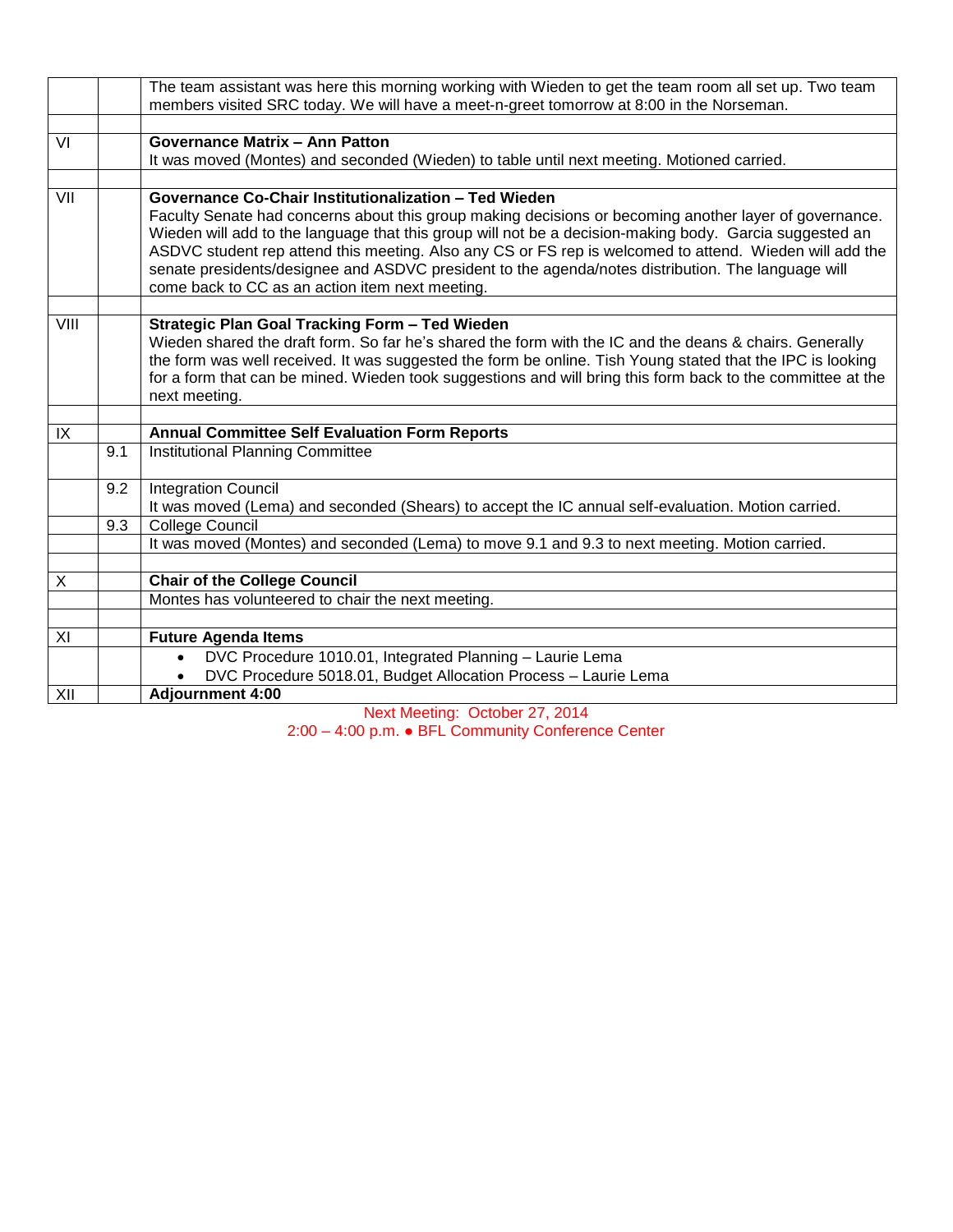| | | |
|---|---|---|
| | | The team assistant was here this morning working with Wieden to get the team room all set up. Two team members visited SRC today. We will have a meet-n-greet tomorrow at 8:00 in the Norseman. |
| | | |
| VI | | **Governance Matrix – Ann Patton**<br>It was moved (Montes) and seconded (Wieden) to table until next meeting. Motioned carried. |
| | | |
| VII | | **Governance Co-Chair Institutionalization – Ted Wieden**<br>Faculty Senate had concerns about this group making decisions or becoming another layer of governance. Wieden will add to the language that this group will not be a decision-making body. Garcia suggested an ASDVC student rep attend this meeting. Also any CS or FS rep is welcomed to attend. Wieden will add the senate presidents/designee and ASDVC president to the agenda/notes distribution. The language will come back to CC as an action item next meeting. |
| | | |
| VIII | | **Strategic Plan Goal Tracking Form – Ted Wieden**<br>Wieden shared the draft form. So far he's shared the form with the IC and the deans & chairs. Generally the form was well received. It was suggested the form be online. Tish Young stated that the IPC is looking for a form that can be mined. Wieden took suggestions and will bring this form back to the committee at the next meeting. |
| | | |
| IX | | **Annual Committee Self Evaluation Form Reports** |
| | 9.1 | Institutional Planning Committee |
| | 9.2 | Integration Council<br>It was moved (Lema) and seconded (Shears) to accept the IC annual self-evaluation. Motion carried. |
| | 9.3 | College Council |
| | | It was moved (Montes) and seconded (Lema) to move 9.1 and 9.3 to next meeting. Motion carried. |
| | | |
| X | | **Chair of the College Council** |
| | | Montes has volunteered to chair the next meeting. |
| | | |
| XI | | **Future Agenda Items** |
| | | • DVC Procedure 1010.01, Integrated Planning – Laurie Lema<br>• DVC Procedure 5018.01, Budget Allocation Process – Laurie Lema |
| XII | | **Adjournment 4:00** |

Next Meeting: October 27, 2014
2:00 – 4:00 p.m. ● BFL Community Conference Center